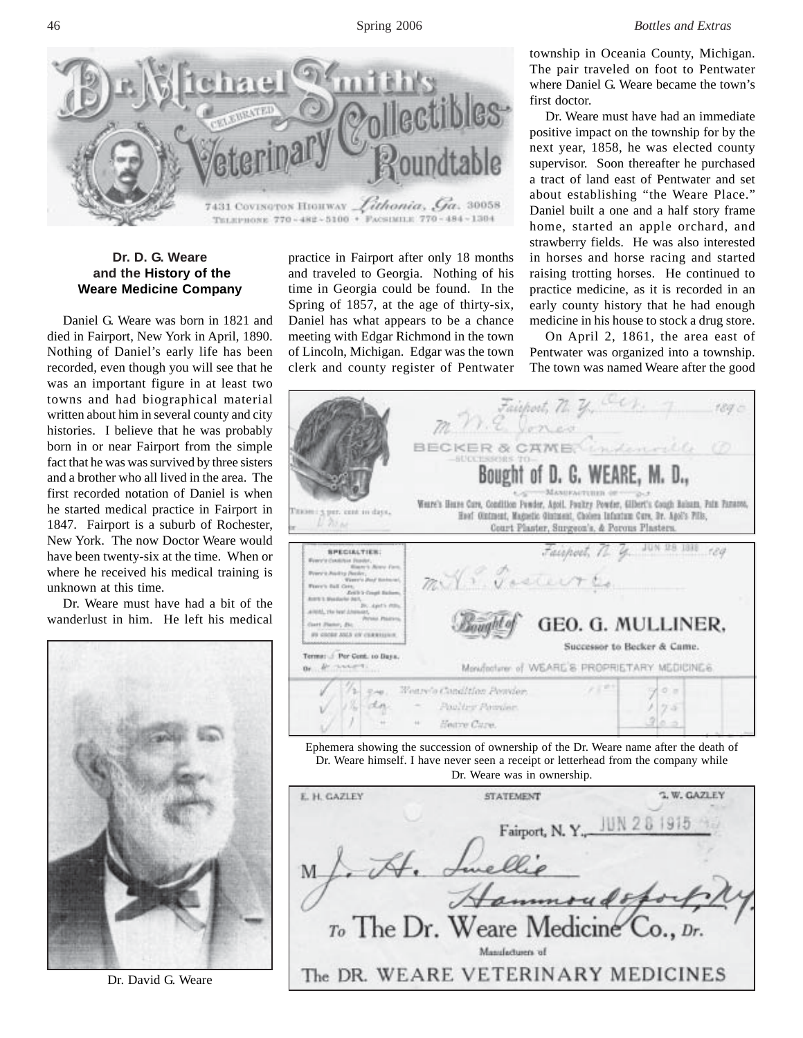# Dr. Michael Smith's Celebrated Veterinary Collectibles Roundtable

7431 Covington Highway *Lithonia, Ga.* 30058
Telephone 770-482-5100 • Facsimile 770-484-1304

## Dr. D. G. Weare and the History of the Weare Medicine Company

Daniel G. Weare was born in 1821 and died in Fairport, New York in April, 1890. Nothing of Daniel's early life has been recorded, even though you will see that he was an important figure in at least two towns and had biographical material written about him in several county and city histories. I believe that he was probably born in or near Fairport from the simple fact that he was was survived by three sisters and a brother who all lived in the area. The first recorded notation of Daniel is when he started medical practice in Fairport in 1847. Fairport is a suburb of Rochester, New York. The now Doctor Weare would have been twenty-six at the time. When or where he received his medical training is unknown at this time.

Dr. Weare must have had a bit of the wanderlust in him. He left his medical practice in Fairport after only 18 months and traveled to Georgia. Nothing of his time in Georgia could be found. In the Spring of 1857, at the age of thirty-six, Daniel has what appears to be a chance meeting with Edgar Richmond in the town of Lincoln, Michigan. Edgar was the town clerk and county register of Pentwater township in Oceania County, Michigan. The pair traveled on foot to Pentwater where Daniel G. Weare became the town's first doctor.

Dr. Weare must have had an immediate positive impact on the township for by the next year, 1858, he was elected county supervisor. Soon thereafter he purchased a tract of land east of Pentwater and set about establishing "the Weare Place." Daniel built a one and a half story frame home, started an apple orchard, and strawberry fields. He was also interested in horses and horse racing and started raising trotting horses. He continued to practice medicine, as it is recorded in an early county history that he had enough medicine in his house to stock a drug store.

On April 2, 1861, the area east of Pentwater was organized into a township. The town was named Weare after the good

Dr. David G. Weare

Ephemera showing the succession of ownership of the Dr. Weare name after the death of Dr. Weare himself. I have never seen a receipt or letterhead from the company while Dr. Weare was in ownership.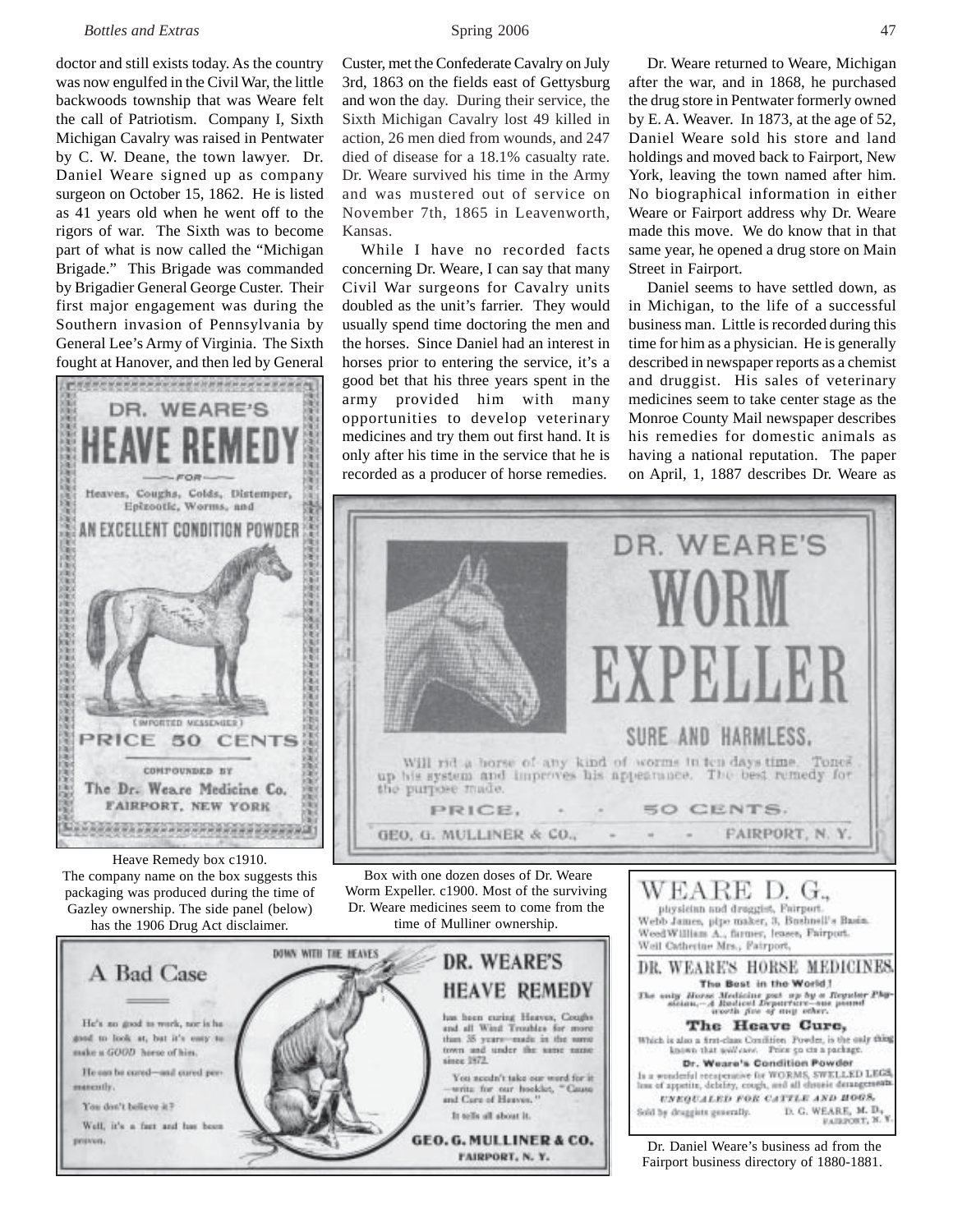doctor and still exists today. As the country was now engulfed in the Civil War, the little backwoods township that was Weare felt the call of Patriotism. Company I, Sixth Michigan Cavalry was raised in Pentwater by C. W. Deane, the town lawyer. Dr. Daniel Weare signed up as company surgeon on October 15, 1862. He is listed as 41 years old when he went off to the rigors of war. The Sixth was to become part of what is now called the "Michigan Brigade." This Brigade was commanded by Brigadier General George Custer. Their first major engagement was during the Southern invasion of Pennsylvania by General Lee's Army of Virginia. The Sixth fought at Hanover, and then led by General Custer, met the Confederate Cavalry on July 3rd, 1863 on the fields east of Gettysburg and won the day. During their service, the Sixth Michigan Cavalry lost 49 killed in action, 26 men died from wounds, and 247 died of disease for a 18.1% casualty rate. Dr. Weare survived his time in the Army and was mustered out of service on November 7th, 1865 in Leavenworth, Kansas.

While I have no recorded facts concerning Dr. Weare, I can say that many Civil War surgeons for Cavalry units doubled as the unit's farrier. They would usually spend time doctoring the men and the horses. Since Daniel had an interest in horses prior to entering the service, it's a good bet that his three years spent in the army provided him with many opportunities to develop veterinary medicines and try them out first hand. It is only after his time in the service that he is recorded as a producer of horse remedies.

Dr. Weare returned to Weare, Michigan after the war, and in 1868, he purchased the drug store in Pentwater formerly owned by E. A. Weaver. In 1873, at the age of 52, Daniel Weare sold his store and land holdings and moved back to Fairport, New York, leaving the town named after him. No biographical information in either Weare or Fairport address why Dr. Weare made this move. We do know that in that same year, he opened a drug store on Main Street in Fairport.

Daniel seems to have settled down, as in Michigan, to the life of a successful business man. Little is recorded during this time for him as a physician. He is generally described in newspaper reports as a chemist and druggist. His sales of veterinary medicines seem to take center stage as the Monroe County Mail newspaper describes his remedies for domestic animals as having a national reputation. The paper on April, 1, 1887 describes Dr. Weare as

Heave Remedy box c1910. The company name on the box suggests this packaging was produced during the time of Gazley ownership. The side panel (below) has the 1906 Drug Act disclaimer.

Box with one dozen doses of Dr. Weare Worm Expeller. c1900. Most of the surviving Dr. Weare medicines seem to come from the time of Mulliner ownership.

Dr. Daniel Weare's business ad from the Fairport business directory of 1880-1881.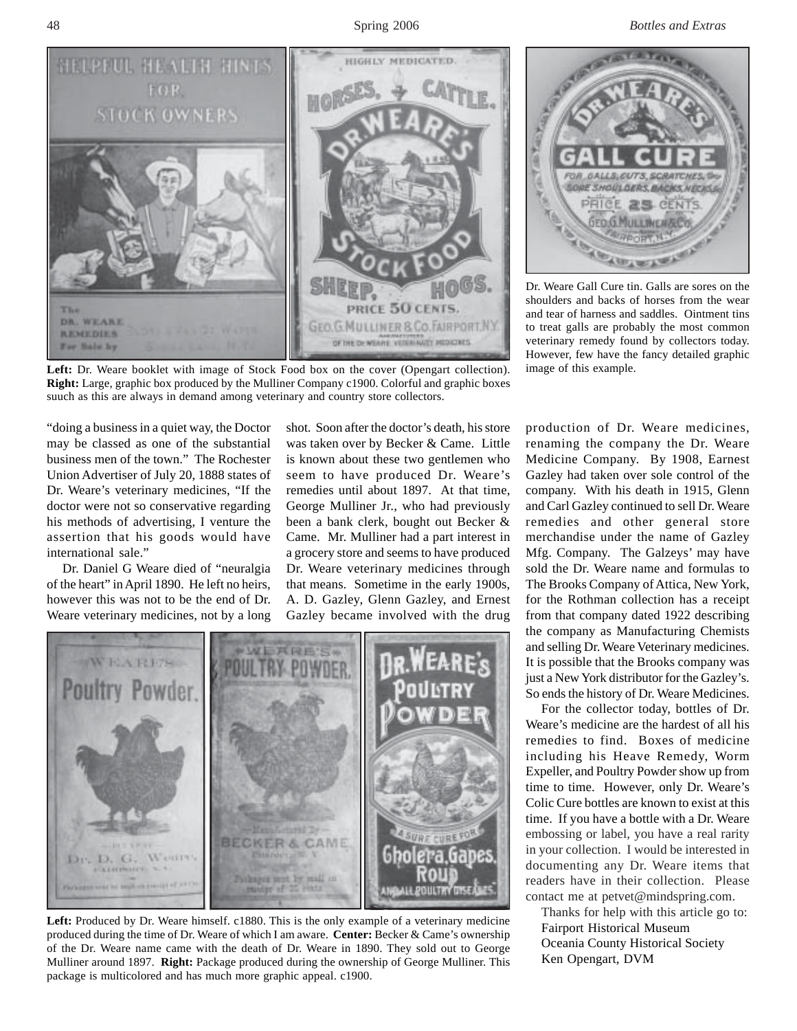**Left:** Dr. Weare booklet with image of Stock Food box on the cover (Opengart collection). **Right:** Large, graphic box produced by the Mulliner Company c1900. Colorful and graphic boxes suuch as this are always in demand among veterinary and country store collectors.

Dr. Weare Gall Cure tin. Galls are sores on the shoulders and backs of horses from the wear and tear of harness and saddles. Ointment tins to treat galls are probably the most common veterinary remedy found by collectors today. However, few have the fancy detailed graphic image of this example.

"doing a business in a quiet way, the Doctor may be classed as one of the substantial business men of the town." The Rochester Union Advertiser of July 20, 1888 states of Dr. Weare's veterinary medicines, "If the doctor were not so conservative regarding his methods of advertising, I venture the assertion that his goods would have international sale."

Dr. Daniel G Weare died of "neuralgia of the heart" in April 1890. He left no heirs, however this was not to be the end of Dr. Weare veterinary medicines, not by a long shot. Soon after the doctor's death, his store was taken over by Becker & Came. Little is known about these two gentlemen who seem to have produced Dr. Weare's remedies until about 1897. At that time, George Mulliner Jr., who had previously been a bank clerk, bought out Becker & Came. Mr. Mulliner had a part interest in a grocery store and seems to have produced Dr. Weare veterinary medicines through that means. Sometime in the early 1900s, A. D. Gazley, Glenn Gazley, and Ernest Gazley became involved with the drug production of Dr. Weare medicines, renaming the company the Dr. Weare Medicine Company. By 1908, Earnest Gazley had taken over sole control of the company. With his death in 1915, Glenn and Carl Gazley continued to sell Dr. Weare remedies and other general store merchandise under the name of Gazley Mfg. Company. The Galzeys' may have sold the Dr. Weare name and formulas to The Brooks Company of Attica, New York, for the Rothman collection has a receipt from that company dated 1922 describing the company as Manufacturing Chemists and selling Dr. Weare Veterinary medicines. It is possible that the Brooks company was just a New York distributor for the Gazley's. So ends the history of Dr. Weare Medicines.

For the collector today, bottles of Dr. Weare's medicine are the hardest of all his remedies to find. Boxes of medicine including his Heave Remedy, Worm Expeller, and Poultry Powder show up from time to time. However, only Dr. Weare's Colic Cure bottles are known to exist at this time. If you have a bottle with a Dr. Weare embossing or label, you have a real rarity in your collection. I would be interested in documenting any Dr. Weare items that readers have in their collection. Please contact me at petvet@mindspring.com.

Thanks for help with this article go to:
Fairport Historical Museum
Oceania County Historical Society
Ken Opengart, DVM

**Left:** Produced by Dr. Weare himself. c1880. This is the only example of a veterinary medicine produced during the time of Dr. Weare of which I am aware. **Center:** Becker & Came's ownership of the Dr. Weare name came with the death of Dr. Weare in 1890. They sold out to George Mulliner around 1897. **Right:** Package produced during the ownership of George Mulliner. This package is multicolored and has much more graphic appeal. c1900.